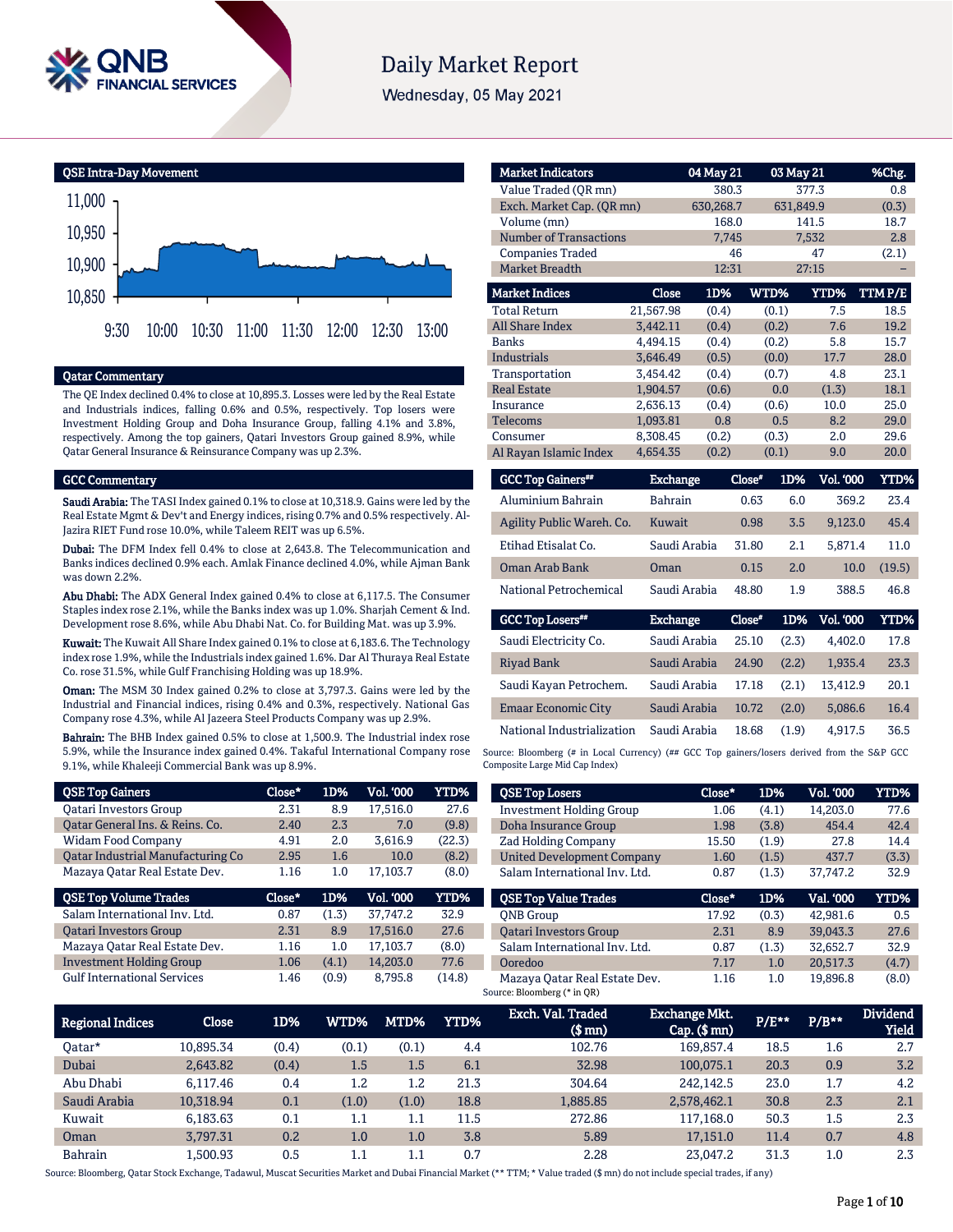# Daily Market Report

Wednesday, 05 May 2021

## QSE Intra-Day Movement

## Qatar Commentary

The QE Index declined 0.4% to close at 10,895.3. Losses were led by the Real Estate and Industrials indices, falling 0.6% and 0.5%, respectively. Top losers were Investment Holding Group and Doha Insurance Group, falling 4.1% and 3.8%, respectively. Among the top gainers, Qatari Investors Group gained 8.9%, while Qatar General Insurance & Reinsurance Company was up 2.3%.

## GCC Commentary

**Saudi Arabia:** The TASI Index gained 0.1% to close at 10,318.9. Gains were led by the Real Estate Mgmt & Dev't and Energy indices, rising 0.7% and 0.5% respectively. Al-Jazira RIET Fund rose 10.0%, while Taleem REIT was up 6.5%.

**Dubai:** The DFM Index fell 0.4% to close at 2,643.8. The Telecommunication and Banks indices declined 0.9% each. Amlak Finance declined 4.0%, while Ajman Bank was down 2.2%.

**Abu Dhabi:** The ADX General Index gained 0.4% to close at 6,117.5. The Consumer Staples index rose 2.1%, while the Banks index was up 1.0%. Sharjah Cement & Ind. Development rose 8.6%, while Abu Dhabi Nat. Co. for Building Mat. was up 3.9%.

**Kuwait:** The Kuwait All Share Index gained 0.1% to close at 6,183.6. The Technology index rose 1.9%, while the Industrials index gained 1.6%. Dar Al Thuraya Real Estate Co. rose 31.5%, while Gulf Franchising Holding was up 18.9%.

**Oman:** The MSM 30 Index gained 0.2% to close at 3,797.3. Gains were led by the Industrial and Financial indices, rising 0.4% and 0.3%, respectively. National Gas Company rose 4.3%, while Al Jazeera Steel Products Company was up 2.9%.

**Bahrain:** The BHB Index gained 0.5% to close at 1,500.9. The Industrial index rose 5.9%, while the Insurance index gained 0.4%. Takaful International Company rose 9.1%, while Khaleeji Commercial Bank was up 8.9%.

| Market Indicators | 04 May 21 | 03 May 21 | %Chg. |
|---|---|---|---|
| Value Traded (QR mn) | 380.3 | 377.3 | 0.8 |
| Exch. Market Cap. (QR mn) | 630,268.7 | 631,849.9 | (0.3) |
| Volume (mn) | 168.0 | 141.5 | 18.7 |
| Number of Transactions | 7,745 | 7,532 | 2.8 |
| Companies Traded | 46 | 47 | (2.1) |
| Market Breadth | 12:31 | 27:15 | – |

| Market Indices | Close | 1D% | WTD% | YTD% | TTM P/E |
|---|---|---|---|---|---|
| Total Return | 21,567.98 | (0.4) | (0.1) | 7.5 | 18.5 |
| All Share Index | 3,442.11 | (0.4) | (0.2) | 7.6 | 19.2 |
| Banks | 4,494.15 | (0.4) | (0.2) | 5.8 | 15.7 |
| Industrials | 3,646.49 | (0.5) | (0.0) | 17.7 | 28.0 |
| Transportation | 3,454.42 | (0.4) | (0.7) | 4.8 | 23.1 |
| Real Estate | 1,904.57 | (0.6) | 0.0 | (1.3) | 18.1 |
| Insurance | 2,636.13 | (0.4) | (0.6) | 10.0 | 25.0 |
| Telecoms | 1,093.81 | 0.8 | 0.5 | 8.2 | 29.0 |
| Consumer | 8,308.45 | (0.2) | (0.3) | 2.0 | 29.6 |
| Al Rayan Islamic Index | 4,654.35 | (0.2) | (0.1) | 9.0 | 20.0 |

| GCC Top Gainers## | Exchange | Close# | 1D% | Vol. '000 | YTD% |
|---|---|---|---|---|---|
| Aluminium Bahrain | Bahrain | 0.63 | 6.0 | 369.2 | 23.4 |
| Agility Public Wareh. Co. | Kuwait | 0.98 | 3.5 | 9,123.0 | 45.4 |
| Etihad Etisalat Co. | Saudi Arabia | 31.80 | 2.1 | 5,871.4 | 11.0 |
| Oman Arab Bank | Oman | 0.15 | 2.0 | 10.0 | (19.5) |
| National Petrochemical | Saudi Arabia | 48.80 | 1.9 | 388.5 | 46.8 |

| GCC Top Losers## | Exchange | Close# | 1D% | Vol. '000 | YTD% |
|---|---|---|---|---|---|
| Saudi Electricity Co. | Saudi Arabia | 25.10 | (2.3) | 4,402.0 | 17.8 |
| Riyad Bank | Saudi Arabia | 24.90 | (2.2) | 1,935.4 | 23.3 |
| Saudi Kayan Petrochem. | Saudi Arabia | 17.18 | (2.1) | 13,412.9 | 20.1 |
| Emaar Economic City | Saudi Arabia | 10.72 | (2.0) | 5,086.6 | 16.4 |
| National Industrialization | Saudi Arabia | 18.68 | (1.9) | 4,917.5 | 36.5 |

Source: Bloomberg (# in Local Currency) (## GCC Top gainers/losers derived from the S&P GCC Composite Large Mid Cap Index)

| QSE Top Gainers | Close* | 1D% | Vol. '000 | YTD% |
|---|---|---|---|---|
| Qatari Investors Group | 2.31 | 8.9 | 17,516.0 | 27.6 |
| Qatar General Ins. & Reins. Co. | 2.40 | 2.3 | 7.0 | (9.8) |
| Widam Food Company | 4.91 | 2.0 | 3,616.9 | (22.3) |
| Qatar Industrial Manufacturing Co | 2.95 | 1.6 | 10.0 | (8.2) |
| Mazaya Qatar Real Estate Dev. | 1.16 | 1.0 | 17,103.7 | (8.0) |

| QSE Top Volume Trades | Close* | 1D% | Vol. '000 | YTD% |
|---|---|---|---|---|
| Salam International Inv. Ltd. | 0.87 | (1.3) | 37,747.2 | 32.9 |
| Qatari Investors Group | 2.31 | 8.9 | 17,516.0 | 27.6 |
| Mazaya Qatar Real Estate Dev. | 1.16 | 1.0 | 17,103.7 | (8.0) |
| Investment Holding Group | 1.06 | (4.1) | 14,203.0 | 77.6 |
| Gulf International Services | 1.46 | (0.9) | 8,795.8 | (14.8) |

| QSE Top Losers | Close* | 1D% | Vol. '000 | YTD% |
|---|---|---|---|---|
| Investment Holding Group | 1.06 | (4.1) | 14,203.0 | 77.6 |
| Doha Insurance Group | 1.98 | (3.8) | 454.4 | 42.4 |
| Zad Holding Company | 15.50 | (1.9) | 27.8 | 14.4 |
| United Development Company | 1.60 | (1.5) | 437.7 | (3.3) |
| Salam International Inv. Ltd. | 0.87 | (1.3) | 37,747.2 | 32.9 |

| QSE Top Value Trades | Close* | 1D% | Val. '000 | YTD% |
|---|---|---|---|---|
| QNB Group | 17.92 | (0.3) | 42,981.6 | 0.5 |
| Qatari Investors Group | 2.31 | 8.9 | 39,043.3 | 27.6 |
| Salam International Inv. Ltd. | 0.87 | (1.3) | 32,652.7 | 32.9 |
| Ooredoo | 7.17 | 1.0 | 20,517.3 | (4.7) |
| Mazaya Qatar Real Estate Dev. | 1.16 | 1.0 | 19,896.8 | (8.0) |

Source: Bloomberg (* in QR)

| Regional Indices | Close | 1D% | WTD% | MTD% | YTD% | Exch. Val. Traded ($ mn) | Exchange Mkt. Cap. ($ mn) | P/E** | P/B** | Dividend Yield |
|---|---|---|---|---|---|---|---|---|---|---|
| Qatar* | 10,895.34 | (0.4) | (0.1) | (0.1) | 4.4 | 102.76 | 169,857.4 | 18.5 | 1.6 | 2.7 |
| Dubai | 2,643.82 | (0.4) | 1.5 | 1.5 | 6.1 | 32.98 | 100,075.1 | 20.3 | 0.9 | 3.2 |
| Abu Dhabi | 6,117.46 | 0.4 | 1.2 | 1.2 | 21.3 | 304.64 | 242,142.5 | 23.0 | 1.7 | 4.2 |
| Saudi Arabia | 10,318.94 | 0.1 | (1.0) | (1.0) | 18.8 | 1,885.85 | 2,578,462.1 | 30.8 | 2.3 | 2.1 |
| Kuwait | 6,183.63 | 0.1 | 1.1 | 1.1 | 11.5 | 272.86 | 117,168.0 | 50.3 | 1.5 | 2.3 |
| Oman | 3,797.31 | 0.2 | 1.0 | 1.0 | 3.8 | 5.89 | 17,151.0 | 11.4 | 0.7 | 4.8 |
| Bahrain | 1,500.93 | 0.5 | 1.1 | 1.1 | 0.7 | 2.28 | 23,047.2 | 31.3 | 1.0 | 2.3 |

Source: Bloomberg, Qatar Stock Exchange, Tadawul, Muscat Securities Market and Dubai Financial Market (** TTM; * Value traded ($ mn) do not include special trades, if any)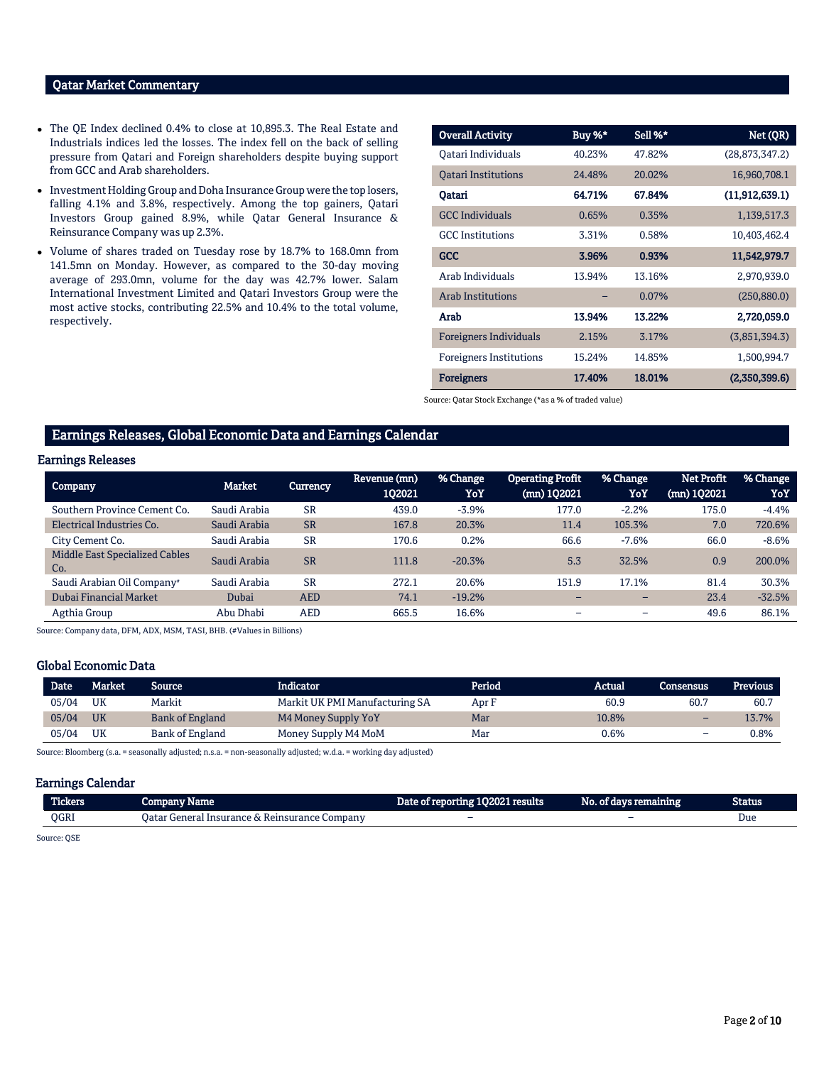## Qatar Market Commentary

- The QE Index declined 0.4% to close at 10,895.3. The Real Estate and Industrials indices led the losses. The index fell on the back of selling pressure from Qatari and Foreign shareholders despite buying support from GCC and Arab shareholders.
- Investment Holding Group and Doha Insurance Group were the top losers, falling 4.1% and 3.8%, respectively. Among the top gainers, Qatari Investors Group gained 8.9%, while Qatar General Insurance & Reinsurance Company was up 2.3%.
- Volume of shares traded on Tuesday rose by 18.7% to 168.0mn from 141.5mn on Monday. However, as compared to the 30-day moving average of 293.0mn, volume for the day was 42.7% lower. Salam International Investment Limited and Qatari Investors Group were the most active stocks, contributing 22.5% and 10.4% to the total volume, respectively.

| Overall Activity | Buy %* | Sell %* | Net (QR) |
|---|---|---|---|
| Qatari Individuals | 40.23% | 47.82% | (28,873,347.2) |
| Qatari Institutions | 24.48% | 20.02% | 16,960,708.1 |
| **Qatari** | **64.71%** | **67.84%** | **(11,912,639.1)** |
| GCC Individuals | 0.65% | 0.35% | 1,139,517.3 |
| GCC Institutions | 3.31% | 0.58% | 10,403,462.4 |
| **GCC** | **3.96%** | **0.93%** | **11,542,979.7** |
| Arab Individuals | 13.94% | 13.16% | 2,970,939.0 |
| Arab Institutions | – | 0.07% | (250,880.0) |
| **Arab** | **13.94%** | **13.22%** | **2,720,059.0** |
| Foreigners Individuals | 2.15% | 3.17% | (3,851,394.3) |
| Foreigners Institutions | 15.24% | 14.85% | 1,500,994.7 |
| **Foreigners** | **17.40%** | **18.01%** | **(2,350,399.6)** |

Source: Qatar Stock Exchange (*as a % of traded value)

## Earnings Releases, Global Economic Data and Earnings Calendar

### Earnings Releases

| Company | Market | Currency | Revenue (mn) 1Q2021 | % Change YoY | Operating Profit (mn) 1Q2021 | % Change YoY | Net Profit (mn) 1Q2021 | % Change YoY |
|---|---|---|---|---|---|---|---|---|
| Southern Province Cement Co. | Saudi Arabia | SR | 439.0 | -3.9% | 177.0 | -2.2% | 175.0 | -4.4% |
| Electrical Industries Co. | Saudi Arabia | SR | 167.8 | 20.3% | 11.4 | 105.3% | 7.0 | 720.6% |
| City Cement Co. | Saudi Arabia | SR | 170.6 | 0.2% | 66.6 | -7.6% | 66.0 | -8.6% |
| Middle East Specialized Cables Co. | Saudi Arabia | SR | 111.8 | -20.3% | 5.3 | 32.5% | 0.9 | 200.0% |
| Saudi Arabian Oil Company# | Saudi Arabia | SR | 272.1 | 20.6% | 151.9 | 17.1% | 81.4 | 30.3% |
| Dubai Financial Market | Dubai | AED | 74.1 | -19.2% | – | – | 23.4 | -32.5% |
| Agthia Group | Abu Dhabi | AED | 665.5 | 16.6% | – | – | 49.6 | 86.1% |

Source: Company data, DFM, ADX, MSM, TASI, BHB. (#Values in Billions)

### Global Economic Data

| Date | Market | Source | Indicator | Period | Actual | Consensus | Previous |
|---|---|---|---|---|---|---|---|
| 05/04 | UK | Markit | Markit UK PMI Manufacturing SA | Apr F | 60.9 | 60.7 | 60.7 |
| 05/04 | UK | Bank of England | M4 Money Supply YoY | Mar | 10.8% | – | 13.7% |
| 05/04 | UK | Bank of England | Money Supply M4 MoM | Mar | 0.6% | – | 0.8% |

Source: Bloomberg (s.a. = seasonally adjusted; n.s.a. = non-seasonally adjusted; w.d.a. = working day adjusted)

### Earnings Calendar

| Tickers | Company Name | Date of reporting 1Q2021 results | No. of days remaining | Status |
|---|---|---|---|---|
| QGRI | Qatar General Insurance & Reinsurance Company | – | – | Due |

Source: QSE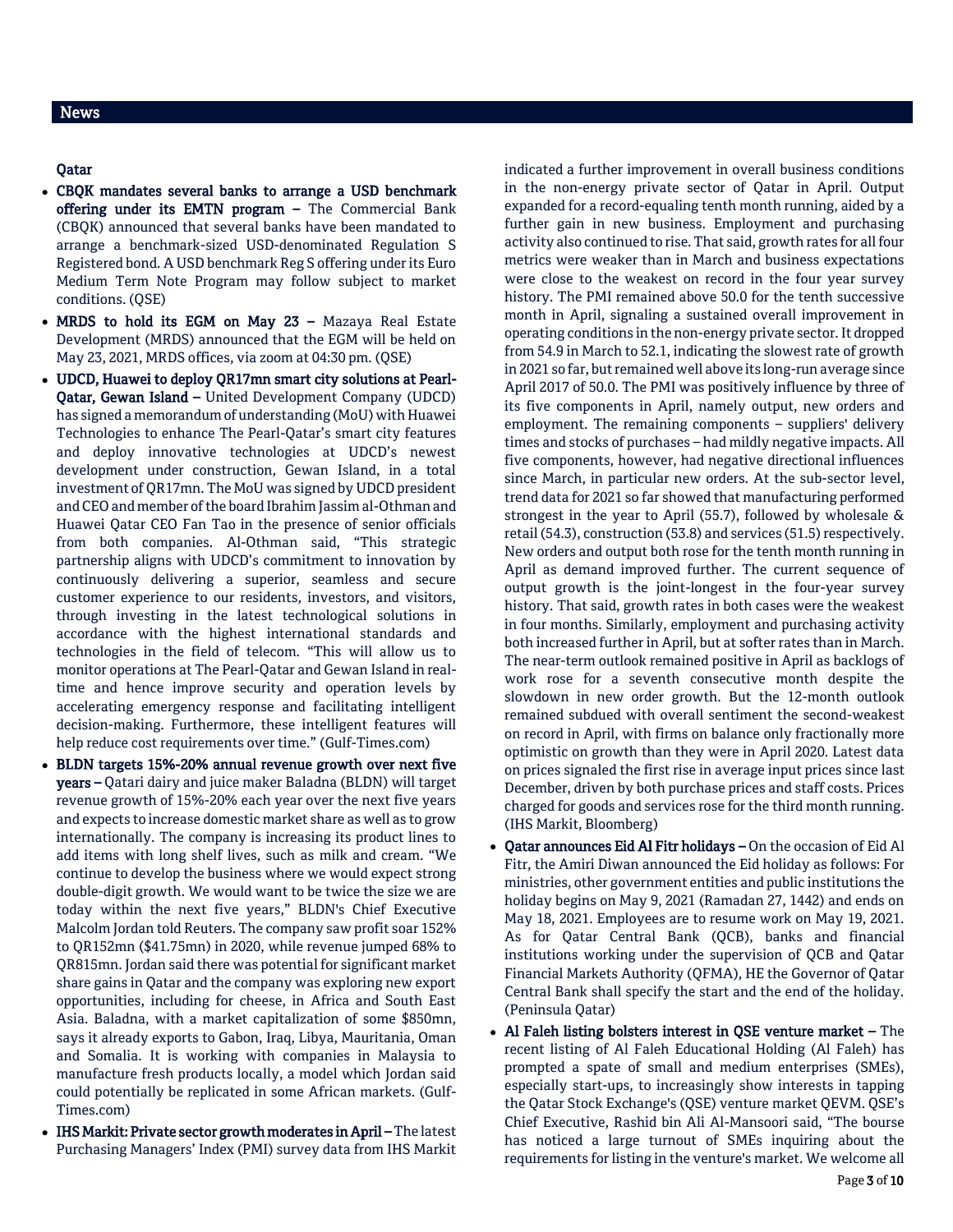## News

### Qatar

- **CBQK mandates several banks to arrange a USD benchmark offering under its EMTN program –** The Commercial Bank (CBQK) announced that several banks have been mandated to arrange a benchmark-sized USD-denominated Regulation S Registered bond. A USD benchmark Reg S offering under its Euro Medium Term Note Program may follow subject to market conditions. (QSE)
- **MRDS to hold its EGM on May 23 –** Mazaya Real Estate Development (MRDS) announced that the EGM will be held on May 23, 2021, MRDS offices, via zoom at 04:30 pm. (QSE)
- **UDCD, Huawei to deploy QR17mn smart city solutions at Pearl-Qatar, Gewan Island –** United Development Company (UDCD) has signed a memorandum of understanding (MoU) with Huawei Technologies to enhance The Pearl-Qatar's smart city features and deploy innovative technologies at UDCD's newest development under construction, Gewan Island, in a total investment of QR17mn. The MoU was signed by UDCD president and CEO and member of the board Ibrahim Jassim al-Othman and Huawei Qatar CEO Fan Tao in the presence of senior officials from both companies. Al-Othman said, "This strategic partnership aligns with UDCD's commitment to innovation by continuously delivering a superior, seamless and secure customer experience to our residents, investors, and visitors, through investing in the latest technological solutions in accordance with the highest international standards and technologies in the field of telecom. "This will allow us to monitor operations at The Pearl-Qatar and Gewan Island in real-time and hence improve security and operation levels by accelerating emergency response and facilitating intelligent decision-making. Furthermore, these intelligent features will help reduce cost requirements over time." (Gulf-Times.com)
- **BLDN targets 15%-20% annual revenue growth over next five years –** Qatari dairy and juice maker Baladna (BLDN) will target revenue growth of 15%-20% each year over the next five years and expects to increase domestic market share as well as to grow internationally. The company is increasing its product lines to add items with long shelf lives, such as milk and cream. "We continue to develop the business where we would expect strong double-digit growth. We would want to be twice the size we are today within the next five years," BLDN's Chief Executive Malcolm Jordan told Reuters. The company saw profit soar 152% to QR152mn ($41.75mn) in 2020, while revenue jumped 68% to QR815mn. Jordan said there was potential for significant market share gains in Qatar and the company was exploring new export opportunities, including for cheese, in Africa and South East Asia. Baladna, with a market capitalization of some $850mn, says it already exports to Gabon, Iraq, Libya, Mauritania, Oman and Somalia. It is working with companies in Malaysia to manufacture fresh products locally, a model which Jordan said could potentially be replicated in some African markets. (Gulf-Times.com)
- **IHS Markit: Private sector growth moderates in April –** The latest Purchasing Managers' Index (PMI) survey data from IHS Markit indicated a further improvement in overall business conditions in the non-energy private sector of Qatar in April. Output expanded for a record-equaling tenth month running, aided by a further gain in new business. Employment and purchasing activity also continued to rise. That said, growth rates for all four metrics were weaker than in March and business expectations were close to the weakest on record in the four year survey history. The PMI remained above 50.0 for the tenth successive month in April, signaling a sustained overall improvement in operating conditions in the non-energy private sector. It dropped from 54.9 in March to 52.1, indicating the slowest rate of growth in 2021 so far, but remained well above its long-run average since April 2017 of 50.0. The PMI was positively influence by three of its five components in April, namely output, new orders and employment. The remaining components – suppliers' delivery times and stocks of purchases – had mildly negative impacts. All five components, however, had negative directional influences since March, in particular new orders. At the sub-sector level, trend data for 2021 so far showed that manufacturing performed strongest in the year to April (55.7), followed by wholesale & retail (54.3), construction (53.8) and services (51.5) respectively. New orders and output both rose for the tenth month running in April as demand improved further. The current sequence of output growth is the joint-longest in the four-year survey history. That said, growth rates in both cases were the weakest in four months. Similarly, employment and purchasing activity both increased further in April, but at softer rates than in March. The near-term outlook remained positive in April as backlogs of work rose for a seventh consecutive month despite the slowdown in new order growth. But the 12-month outlook remained subdued with overall sentiment the second-weakest on record in April, with firms on balance only fractionally more optimistic on growth than they were in April 2020. Latest data on prices signaled the first rise in average input prices since last December, driven by both purchase prices and staff costs. Prices charged for goods and services rose for the third month running. (IHS Markit, Bloomberg)
- **Qatar announces Eid Al Fitr holidays –** On the occasion of Eid Al Fitr, the Amiri Diwan announced the Eid holiday as follows: For ministries, other government entities and public institutions the holiday begins on May 9, 2021 (Ramadan 27, 1442) and ends on May 18, 2021. Employees are to resume work on May 19, 2021. As for Qatar Central Bank (QCB), banks and financial institutions working under the supervision of QCB and Qatar Financial Markets Authority (QFMA), HE the Governor of Qatar Central Bank shall specify the start and the end of the holiday. (Peninsula Qatar)
- **Al Faleh listing bolsters interest in QSE venture market –** The recent listing of Al Faleh Educational Holding (Al Faleh) has prompted a spate of small and medium enterprises (SMEs), especially start-ups, to increasingly show interests in tapping the Qatar Stock Exchange's (QSE) venture market QEVM. QSE's Chief Executive, Rashid bin Ali Al-Mansoori said, "The bourse has noticed a large turnout of SMEs inquiring about the requirements for listing in the venture's market. We welcome all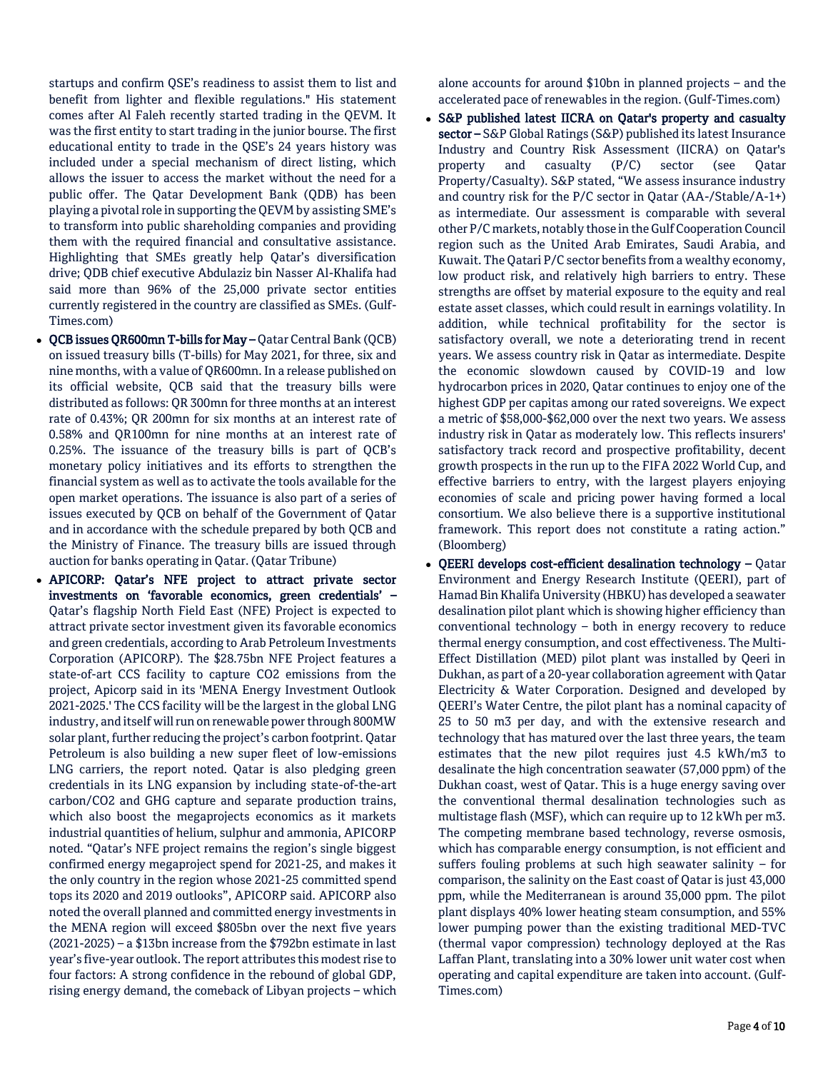startups and confirm QSE's readiness to assist them to list and benefit from lighter and flexible regulations." His statement comes after Al Faleh recently started trading in the QEVM. It was the first entity to start trading in the junior bourse. The first educational entity to trade in the QSE's 24 years history was included under a special mechanism of direct listing, which allows the issuer to access the market without the need for a public offer. The Qatar Development Bank (QDB) has been playing a pivotal role in supporting the QEVM by assisting SME's to transform into public shareholding companies and providing them with the required financial and consultative assistance. Highlighting that SMEs greatly help Qatar's diversification drive; QDB chief executive Abdulaziz bin Nasser Al-Khalifa had said more than 96% of the 25,000 private sector entities currently registered in the country are classified as SMEs. (Gulf-Times.com)

- **QCB issues QR600mn T-bills for May –** Qatar Central Bank (QCB) on issued treasury bills (T-bills) for May 2021, for three, six and nine months, with a value of QR600mn. In a release published on its official website, QCB said that the treasury bills were distributed as follows: QR 300mn for three months at an interest rate of 0.43%; QR 200mn for six months at an interest rate of 0.58% and QR100mn for nine months at an interest rate of 0.25%. The issuance of the treasury bills is part of QCB's monetary policy initiatives and its efforts to strengthen the financial system as well as to activate the tools available for the open market operations. The issuance is also part of a series of issues executed by QCB on behalf of the Government of Qatar and in accordance with the schedule prepared by both QCB and the Ministry of Finance. The treasury bills are issued through auction for banks operating in Qatar. (Qatar Tribune)
- **APICORP: Qatar's NFE project to attract private sector investments on 'favorable economics, green credentials' –** Qatar's flagship North Field East (NFE) Project is expected to attract private sector investment given its favorable economics and green credentials, according to Arab Petroleum Investments Corporation (APICORP). The $28.75bn NFE Project features a state-of-art CCS facility to capture CO2 emissions from the project, Apicorp said in its 'MENA Energy Investment Outlook 2021-2025.' The CCS facility will be the largest in the global LNG industry, and itself will run on renewable power through 800MW solar plant, further reducing the project's carbon footprint. Qatar Petroleum is also building a new super fleet of low-emissions LNG carriers, the report noted. Qatar is also pledging green credentials in its LNG expansion by including state-of-the-art carbon/CO2 and GHG capture and separate production trains, which also boost the megaprojects economics as it markets industrial quantities of helium, sulphur and ammonia, APICORP noted. "Qatar's NFE project remains the region's single biggest confirmed energy megaproject spend for 2021-25, and makes it the only country in the region whose 2021-25 committed spend tops its 2020 and 2019 outlooks", APICORP said. APICORP also noted the overall planned and committed energy investments in the MENA region will exceed $805bn over the next five years (2021-2025) – a $13bn increase from the $792bn estimate in last year's five-year outlook. The report attributes this modest rise to four factors: A strong confidence in the rebound of global GDP, rising energy demand, the comeback of Libyan projects – which alone accounts for around $10bn in planned projects – and the accelerated pace of renewables in the region. (Gulf-Times.com)
- **S&P published latest IICRA on Qatar's property and casualty sector –** S&P Global Ratings (S&P) published its latest Insurance Industry and Country Risk Assessment (IICRA) on Qatar's property and casualty (P/C) sector (see Qatar Property/Casualty). S&P stated, "We assess insurance industry and country risk for the P/C sector in Qatar (AA-/Stable/A-1+) as intermediate. Our assessment is comparable with several other P/C markets, notably those in the Gulf Cooperation Council region such as the United Arab Emirates, Saudi Arabia, and Kuwait. The Qatari P/C sector benefits from a wealthy economy, low product risk, and relatively high barriers to entry. These strengths are offset by material exposure to the equity and real estate asset classes, which could result in earnings volatility. In addition, while technical profitability for the sector is satisfactory overall, we note a deteriorating trend in recent years. We assess country risk in Qatar as intermediate. Despite the economic slowdown caused by COVID-19 and low hydrocarbon prices in 2020, Qatar continues to enjoy one of the highest GDP per capitas among our rated sovereigns. We expect a metric of $58,000-$62,000 over the next two years. We assess industry risk in Qatar as moderately low. This reflects insurers' satisfactory track record and prospective profitability, decent growth prospects in the run up to the FIFA 2022 World Cup, and effective barriers to entry, with the largest players enjoying economies of scale and pricing power having formed a local consortium. We also believe there is a supportive institutional framework. This report does not constitute a rating action." (Bloomberg)
- **QEERI develops cost-efficient desalination technology –** Qatar Environment and Energy Research Institute (QEERI), part of Hamad Bin Khalifa University (HBKU) has developed a seawater desalination pilot plant which is showing higher efficiency than conventional technology – both in energy recovery to reduce thermal energy consumption, and cost effectiveness. The Multi-Effect Distillation (MED) pilot plant was installed by Qeeri in Dukhan, as part of a 20-year collaboration agreement with Qatar Electricity & Water Corporation. Designed and developed by QEERI's Water Centre, the pilot plant has a nominal capacity of 25 to 50 m3 per day, and with the extensive research and technology that has matured over the last three years, the team estimates that the new pilot requires just 4.5 kWh/m3 to desalinate the high concentration seawater (57,000 ppm) of the Dukhan coast, west of Qatar. This is a huge energy saving over the conventional thermal desalination technologies such as multistage flash (MSF), which can require up to 12 kWh per m3. The competing membrane based technology, reverse osmosis, which has comparable energy consumption, is not efficient and suffers fouling problems at such high seawater salinity – for comparison, the salinity on the East coast of Qatar is just 43,000 ppm, while the Mediterranean is around 35,000 ppm. The pilot plant displays 40% lower heating steam consumption, and 55% lower pumping power than the existing traditional MED-TVC (thermal vapor compression) technology deployed at the Ras Laffan Plant, translating into a 30% lower unit water cost when operating and capital expenditure are taken into account. (Gulf-Times.com)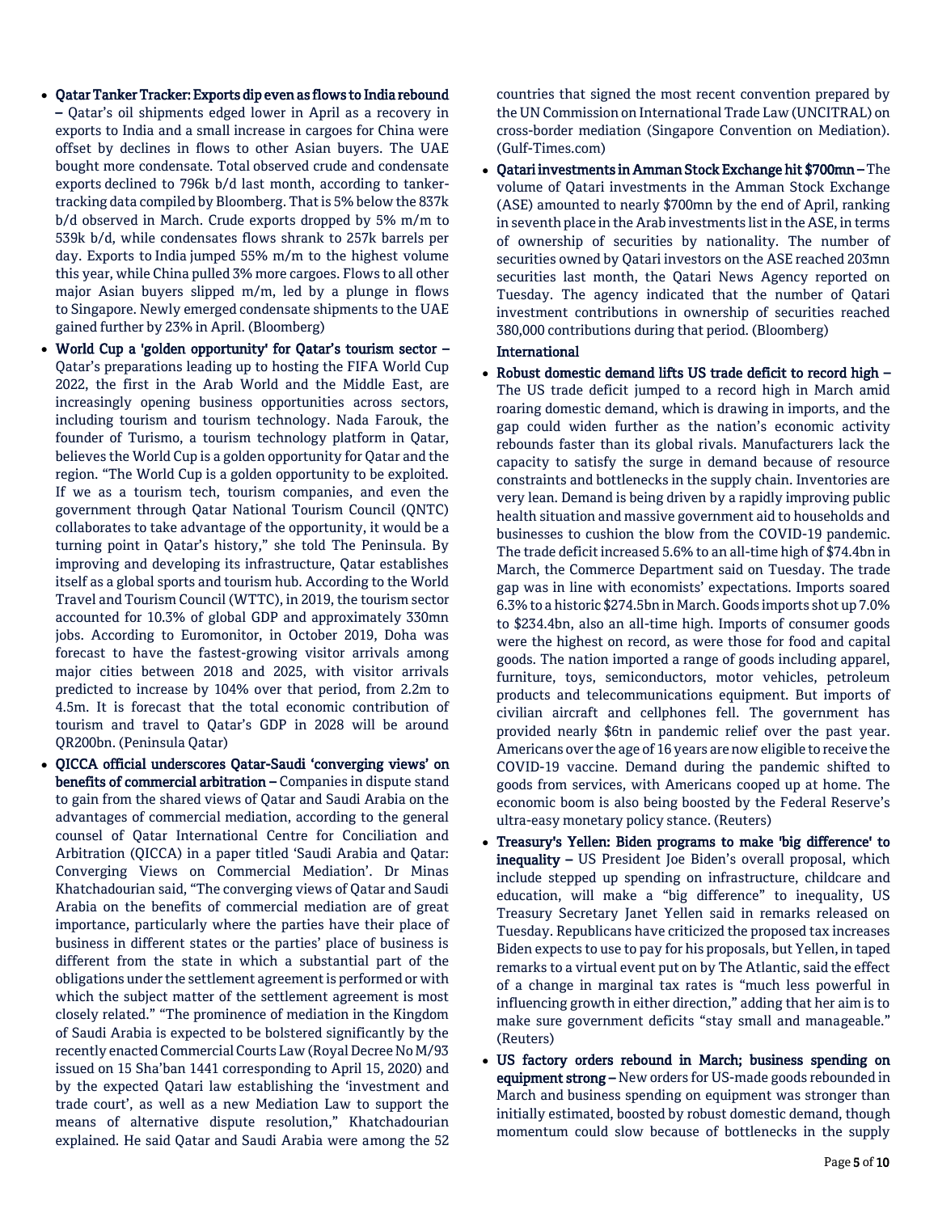- **Qatar Tanker Tracker: Exports dip even as flows to India rebound –** Qatar's oil shipments edged lower in April as a recovery in exports to India and a small increase in cargoes for China were offset by declines in flows to other Asian buyers. The UAE bought more condensate. Total observed crude and condensate exports declined to 796k b/d last month, according to tanker-tracking data compiled by Bloomberg. That is 5% below the 837k b/d observed in March. Crude exports dropped by 5% m/m to 539k b/d, while condensates flows shrank to 257k barrels per day. Exports to India jumped 55% m/m to the highest volume this year, while China pulled 3% more cargoes. Flows to all other major Asian buyers slipped m/m, led by a plunge in flows to Singapore. Newly emerged condensate shipments to the UAE gained further by 23% in April. (Bloomberg)
- **World Cup a 'golden opportunity' for Qatar's tourism sector –** Qatar's preparations leading up to hosting the FIFA World Cup 2022, the first in the Arab World and the Middle East, are increasingly opening business opportunities across sectors, including tourism and tourism technology. Nada Farouk, the founder of Turismo, a tourism technology platform in Qatar, believes the World Cup is a golden opportunity for Qatar and the region. "The World Cup is a golden opportunity to be exploited. If we as a tourism tech, tourism companies, and even the government through Qatar National Tourism Council (QNTC) collaborates to take advantage of the opportunity, it would be a turning point in Qatar's history," she told The Peninsula. By improving and developing its infrastructure, Qatar establishes itself as a global sports and tourism hub. According to the World Travel and Tourism Council (WTTC), in 2019, the tourism sector accounted for 10.3% of global GDP and approximately 330mn jobs. According to Euromonitor, in October 2019, Doha was forecast to have the fastest-growing visitor arrivals among major cities between 2018 and 2025, with visitor arrivals predicted to increase by 104% over that period, from 2.2m to 4.5m. It is forecast that the total economic contribution of tourism and travel to Qatar's GDP in 2028 will be around QR200bn. (Peninsula Qatar)
- **QICCA official underscores Qatar-Saudi 'converging views' on benefits of commercial arbitration –** Companies in dispute stand to gain from the shared views of Qatar and Saudi Arabia on the advantages of commercial mediation, according to the general counsel of Qatar International Centre for Conciliation and Arbitration (QICCA) in a paper titled 'Saudi Arabia and Qatar: Converging Views on Commercial Mediation'. Dr Minas Khatchadourian said, "The converging views of Qatar and Saudi Arabia on the benefits of commercial mediation are of great importance, particularly where the parties have their place of business in different states or the parties' place of business is different from the state in which a substantial part of the obligations under the settlement agreement is performed or with which the subject matter of the settlement agreement is most closely related." "The prominence of mediation in the Kingdom of Saudi Arabia is expected to be bolstered significantly by the recently enacted Commercial Courts Law (Royal Decree No M/93 issued on 15 Sha'ban 1441 corresponding to April 15, 2020) and by the expected Qatari law establishing the 'investment and trade court', as well as a new Mediation Law to support the means of alternative dispute resolution," Khatchadourian explained. He said Qatar and Saudi Arabia were among the 52 countries that signed the most recent convention prepared by the UN Commission on International Trade Law (UNCITRAL) on cross-border mediation (Singapore Convention on Mediation). (Gulf-Times.com)
- **Qatari investments in Amman Stock Exchange hit $700mn –** The volume of Qatari investments in the Amman Stock Exchange (ASE) amounted to nearly $700mn by the end of April, ranking in seventh place in the Arab investments list in the ASE, in terms of ownership of securities by nationality. The number of securities owned by Qatari investors on the ASE reached 203mn securities last month, the Qatari News Agency reported on Tuesday. The agency indicated that the number of Qatari investment contributions in ownership of securities reached 380,000 contributions during that period. (Bloomberg)

## International

- **Robust domestic demand lifts US trade deficit to record high –** The US trade deficit jumped to a record high in March amid roaring domestic demand, which is drawing in imports, and the gap could widen further as the nation's economic activity rebounds faster than its global rivals. Manufacturers lack the capacity to satisfy the surge in demand because of resource constraints and bottlenecks in the supply chain. Inventories are very lean. Demand is being driven by a rapidly improving public health situation and massive government aid to households and businesses to cushion the blow from the COVID-19 pandemic. The trade deficit increased 5.6% to an all-time high of $74.4bn in March, the Commerce Department said on Tuesday. The trade gap was in line with economists' expectations. Imports soared 6.3% to a historic $274.5bn in March. Goods imports shot up 7.0% to $234.4bn, also an all-time high. Imports of consumer goods were the highest on record, as were those for food and capital goods. The nation imported a range of goods including apparel, furniture, toys, semiconductors, motor vehicles, petroleum products and telecommunications equipment. But imports of civilian aircraft and cellphones fell. The government has provided nearly $6tn in pandemic relief over the past year. Americans over the age of 16 years are now eligible to receive the COVID-19 vaccine. Demand during the pandemic shifted to goods from services, with Americans cooped up at home. The economic boom is also being boosted by the Federal Reserve's ultra-easy monetary policy stance. (Reuters)
- **Treasury's Yellen: Biden programs to make 'big difference' to inequality –** US President Joe Biden's overall proposal, which include stepped up spending on infrastructure, childcare and education, will make a "big difference" to inequality, US Treasury Secretary Janet Yellen said in remarks released on Tuesday. Republicans have criticized the proposed tax increases Biden expects to use to pay for his proposals, but Yellen, in taped remarks to a virtual event put on by The Atlantic, said the effect of a change in marginal tax rates is "much less powerful in influencing growth in either direction," adding that her aim is to make sure government deficits "stay small and manageable." (Reuters)
- **US factory orders rebound in March; business spending on equipment strong –** New orders for US-made goods rebounded in March and business spending on equipment was stronger than initially estimated, boosted by robust domestic demand, though momentum could slow because of bottlenecks in the supply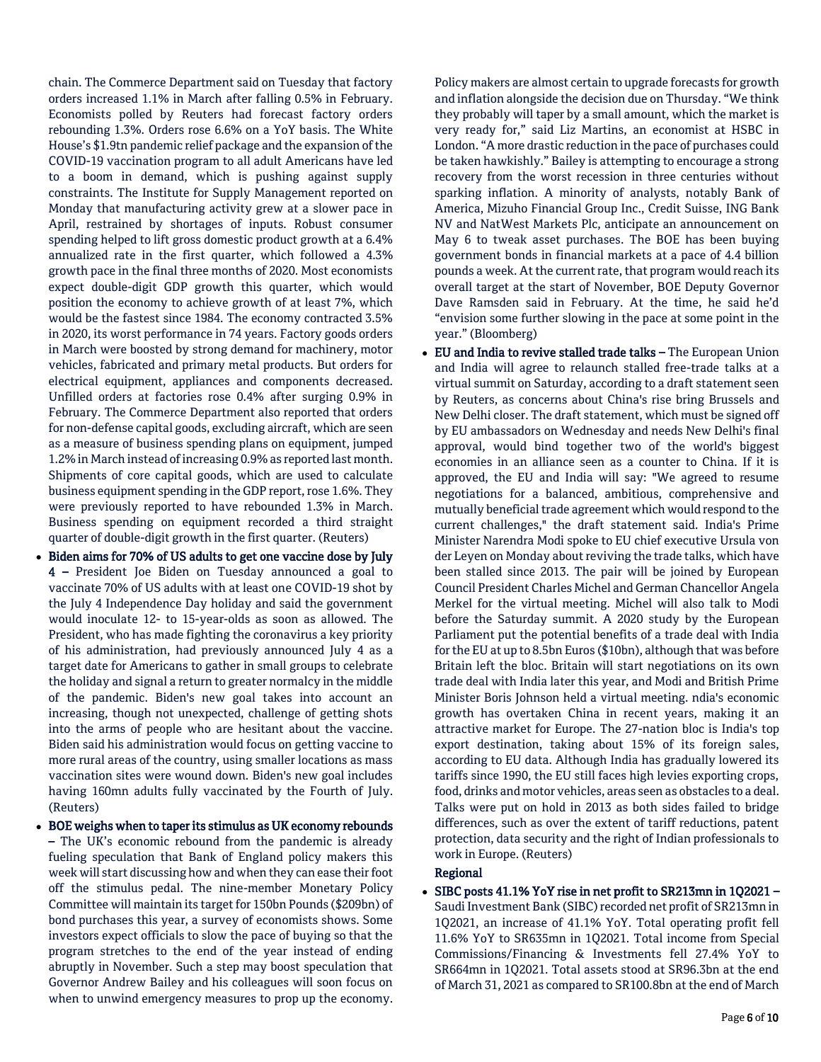chain. The Commerce Department said on Tuesday that factory orders increased 1.1% in March after falling 0.5% in February. Economists polled by Reuters had forecast factory orders rebounding 1.3%. Orders rose 6.6% on a YoY basis. The White House's $1.9tn pandemic relief package and the expansion of the COVID-19 vaccination program to all adult Americans have led to a boom in demand, which is pushing against supply constraints. The Institute for Supply Management reported on Monday that manufacturing activity grew at a slower pace in April, restrained by shortages of inputs. Robust consumer spending helped to lift gross domestic product growth at a 6.4% annualized rate in the first quarter, which followed a 4.3% growth pace in the final three months of 2020. Most economists expect double-digit GDP growth this quarter, which would position the economy to achieve growth of at least 7%, which would be the fastest since 1984. The economy contracted 3.5% in 2020, its worst performance in 74 years. Factory goods orders in March were boosted by strong demand for machinery, motor vehicles, fabricated and primary metal products. But orders for electrical equipment, appliances and components decreased. Unfilled orders at factories rose 0.4% after surging 0.9% in February. The Commerce Department also reported that orders for non-defense capital goods, excluding aircraft, which are seen as a measure of business spending plans on equipment, jumped 1.2% in March instead of increasing 0.9% as reported last month. Shipments of core capital goods, which are used to calculate business equipment spending in the GDP report, rose 1.6%. They were previously reported to have rebounded 1.3% in March. Business spending on equipment recorded a third straight quarter of double-digit growth in the first quarter. (Reuters)

- **Biden aims for 70% of US adults to get one vaccine dose by July 4 –** President Joe Biden on Tuesday announced a goal to vaccinate 70% of US adults with at least one COVID-19 shot by the July 4 Independence Day holiday and said the government would inoculate 12- to 15-year-olds as soon as allowed. The President, who has made fighting the coronavirus a key priority of his administration, had previously announced July 4 as a target date for Americans to gather in small groups to celebrate the holiday and signal a return to greater normalcy in the middle of the pandemic. Biden's new goal takes into account an increasing, though not unexpected, challenge of getting shots into the arms of people who are hesitant about the vaccine. Biden said his administration would focus on getting vaccine to more rural areas of the country, using smaller locations as mass vaccination sites were wound down. Biden's new goal includes having 160mn adults fully vaccinated by the Fourth of July. (Reuters)
- **BOE weighs when to taper its stimulus as UK economy rebounds –** The UK's economic rebound from the pandemic is already fueling speculation that Bank of England policy makers this week will start discussing how and when they can ease their foot off the stimulus pedal. The nine-member Monetary Policy Committee will maintain its target for 150bn Pounds ($209bn) of bond purchases this year, a survey of economists shows. Some investors expect officials to slow the pace of buying so that the program stretches to the end of the year instead of ending abruptly in November. Such a step may boost speculation that Governor Andrew Bailey and his colleagues will soon focus on when to unwind emergency measures to prop up the economy. Policy makers are almost certain to upgrade forecasts for growth and inflation alongside the decision due on Thursday. "We think they probably will taper by a small amount, which the market is very ready for," said Liz Martins, an economist at HSBC in London. "A more drastic reduction in the pace of purchases could be taken hawkishly." Bailey is attempting to encourage a strong recovery from the worst recession in three centuries without sparking inflation. A minority of analysts, notably Bank of America, Mizuho Financial Group Inc., Credit Suisse, ING Bank NV and NatWest Markets Plc, anticipate an announcement on May 6 to tweak asset purchases. The BOE has been buying government bonds in financial markets at a pace of 4.4 billion pounds a week. At the current rate, that program would reach its overall target at the start of November, BOE Deputy Governor Dave Ramsden said in February. At the time, he said he'd "envision some further slowing in the pace at some point in the year." (Bloomberg)
- **EU and India to revive stalled trade talks –** The European Union and India will agree to relaunch stalled free-trade talks at a virtual summit on Saturday, according to a draft statement seen by Reuters, as concerns about China's rise bring Brussels and New Delhi closer. The draft statement, which must be signed off by EU ambassadors on Wednesday and needs New Delhi's final approval, would bind together two of the world's biggest economies in an alliance seen as a counter to China. If it is approved, the EU and India will say: "We agreed to resume negotiations for a balanced, ambitious, comprehensive and mutually beneficial trade agreement which would respond to the current challenges," the draft statement said. India's Prime Minister Narendra Modi spoke to EU chief executive Ursula von der Leyen on Monday about reviving the trade talks, which have been stalled since 2013. The pair will be joined by European Council President Charles Michel and German Chancellor Angela Merkel for the virtual meeting. Michel will also talk to Modi before the Saturday summit. A 2020 study by the European Parliament put the potential benefits of a trade deal with India for the EU at up to 8.5bn Euros ($10bn), although that was before Britain left the bloc. Britain will start negotiations on its own trade deal with India later this year, and Modi and British Prime Minister Boris Johnson held a virtual meeting. ndia's economic growth has overtaken China in recent years, making it an attractive market for Europe. The 27-nation bloc is India's top export destination, taking about 15% of its foreign sales, according to EU data. Although India has gradually lowered its tariffs since 1990, the EU still faces high levies exporting crops, food, drinks and motor vehicles, areas seen as obstacles to a deal. Talks were put on hold in 2013 as both sides failed to bridge differences, such as over the extent of tariff reductions, patent protection, data security and the right of Indian professionals to work in Europe. (Reuters)

## Regional

- **SIBC posts 41.1% YoY rise in net profit to SR213mn in 1Q2021 –** Saudi Investment Bank (SIBC) recorded net profit of SR213mn in 1Q2021, an increase of 41.1% YoY. Total operating profit fell 11.6% YoY to SR635mn in 1Q2021. Total income from Special Commissions/Financing & Investments fell 27.4% YoY to SR664mn in 1Q2021. Total assets stood at SR96.3bn at the end of March 31, 2021 as compared to SR100.8bn at the end of March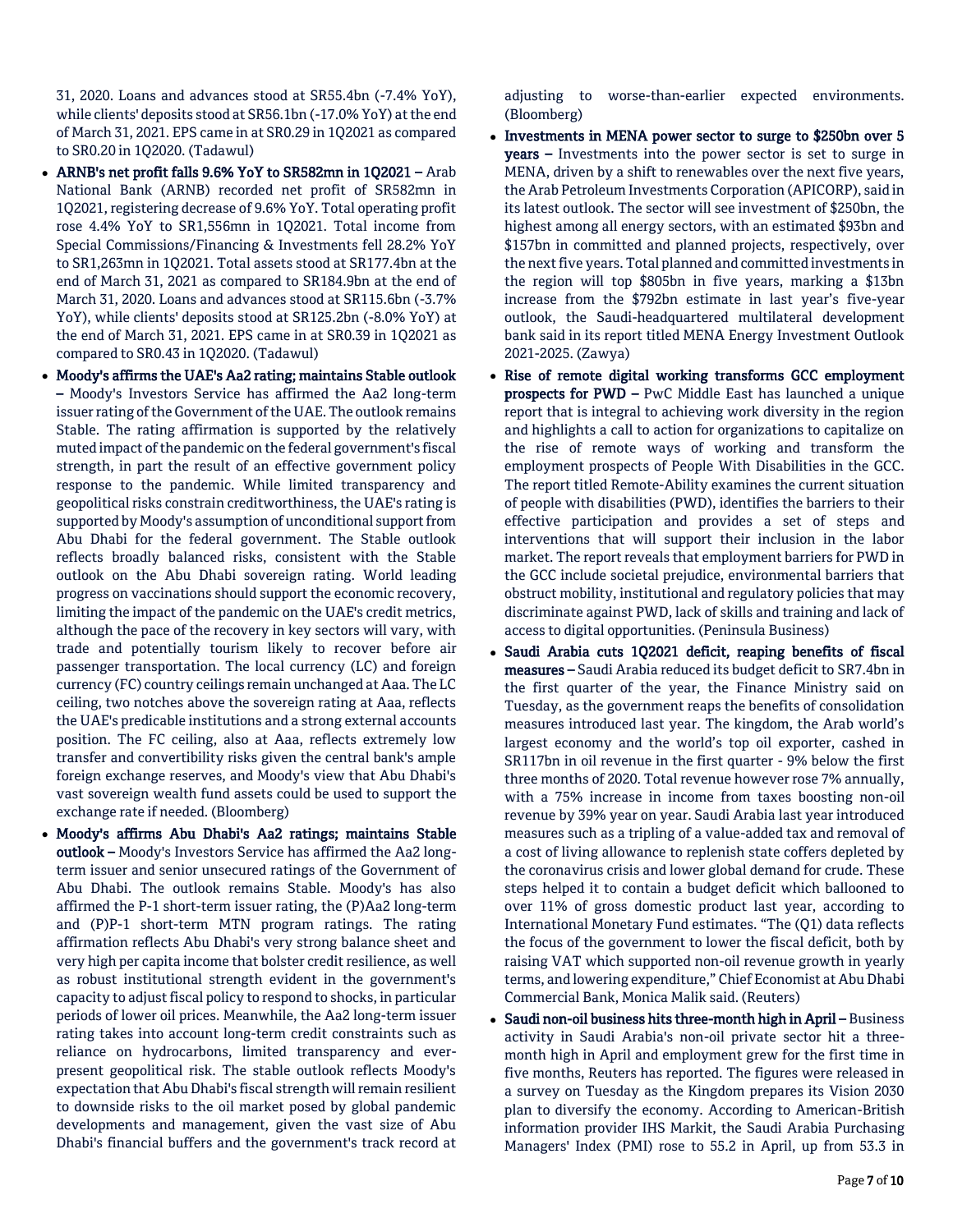31, 2020. Loans and advances stood at SR55.4bn (-7.4% YoY), while clients' deposits stood at SR56.1bn (-17.0% YoY) at the end of March 31, 2021. EPS came in at SR0.29 in 1Q2021 as compared to SR0.20 in 1Q2020. (Tadawul)

- **ARNB's net profit falls 9.6% YoY to SR582mn in 1Q2021 –** Arab National Bank (ARNB) recorded net profit of SR582mn in 1Q2021, registering decrease of 9.6% YoY. Total operating profit rose 4.4% YoY to SR1,556mn in 1Q2021. Total income from Special Commissions/Financing & Investments fell 28.2% YoY to SR1,263mn in 1Q2021. Total assets stood at SR177.4bn at the end of March 31, 2021 as compared to SR184.9bn at the end of March 31, 2020. Loans and advances stood at SR115.6bn (-3.7% YoY), while clients' deposits stood at SR125.2bn (-8.0% YoY) at the end of March 31, 2021. EPS came in at SR0.39 in 1Q2021 as compared to SR0.43 in 1Q2020. (Tadawul)
- **Moody's affirms the UAE's Aa2 rating; maintains Stable outlook –** Moody's Investors Service has affirmed the Aa2 long-term issuer rating of the Government of the UAE. The outlook remains Stable. The rating affirmation is supported by the relatively muted impact of the pandemic on the federal government's fiscal strength, in part the result of an effective government policy response to the pandemic. While limited transparency and geopolitical risks constrain creditworthiness, the UAE's rating is supported by Moody's assumption of unconditional support from Abu Dhabi for the federal government. The Stable outlook reflects broadly balanced risks, consistent with the Stable outlook on the Abu Dhabi sovereign rating. World leading progress on vaccinations should support the economic recovery, limiting the impact of the pandemic on the UAE's credit metrics, although the pace of the recovery in key sectors will vary, with trade and potentially tourism likely to recover before air passenger transportation. The local currency (LC) and foreign currency (FC) country ceilings remain unchanged at Aaa. The LC ceiling, two notches above the sovereign rating at Aaa, reflects the UAE's predicable institutions and a strong external accounts position. The FC ceiling, also at Aaa, reflects extremely low transfer and convertibility risks given the central bank's ample foreign exchange reserves, and Moody's view that Abu Dhabi's vast sovereign wealth fund assets could be used to support the exchange rate if needed. (Bloomberg)
- **Moody's affirms Abu Dhabi's Aa2 ratings; maintains Stable outlook –** Moody's Investors Service has affirmed the Aa2 long-term issuer and senior unsecured ratings of the Government of Abu Dhabi. The outlook remains Stable. Moody's has also affirmed the P-1 short-term issuer rating, the (P)Aa2 long-term and (P)P-1 short-term MTN program ratings. The rating affirmation reflects Abu Dhabi's very strong balance sheet and very high per capita income that bolster credit resilience, as well as robust institutional strength evident in the government's capacity to adjust fiscal policy to respond to shocks, in particular periods of lower oil prices. Meanwhile, the Aa2 long-term issuer rating takes into account long-term credit constraints such as reliance on hydrocarbons, limited transparency and ever-present geopolitical risk. The stable outlook reflects Moody's expectation that Abu Dhabi's fiscal strength will remain resilient to downside risks to the oil market posed by global pandemic developments and management, given the vast size of Abu Dhabi's financial buffers and the government's track record at adjusting to worse-than-earlier expected environments. (Bloomberg)
- **Investments in MENA power sector to surge to $250bn over 5 years –** Investments into the power sector is set to surge in MENA, driven by a shift to renewables over the next five years, the Arab Petroleum Investments Corporation (APICORP), said in its latest outlook. The sector will see investment of $250bn, the highest among all energy sectors, with an estimated $93bn and $157bn in committed and planned projects, respectively, over the next five years. Total planned and committed investments in the region will top $805bn in five years, marking a $13bn increase from the $792bn estimate in last year's five-year outlook, the Saudi-headquartered multilateral development bank said in its report titled MENA Energy Investment Outlook 2021-2025. (Zawya)
- **Rise of remote digital working transforms GCC employment prospects for PWD –** PwC Middle East has launched a unique report that is integral to achieving work diversity in the region and highlights a call to action for organizations to capitalize on the rise of remote ways of working and transform the employment prospects of People With Disabilities in the GCC. The report titled Remote-Ability examines the current situation of people with disabilities (PWD), identifies the barriers to their effective participation and provides a set of steps and interventions that will support their inclusion in the labor market. The report reveals that employment barriers for PWD in the GCC include societal prejudice, environmental barriers that obstruct mobility, institutional and regulatory policies that may discriminate against PWD, lack of skills and training and lack of access to digital opportunities. (Peninsula Business)
- **Saudi Arabia cuts 1Q2021 deficit, reaping benefits of fiscal measures –** Saudi Arabia reduced its budget deficit to SR7.4bn in the first quarter of the year, the Finance Ministry said on Tuesday, as the government reaps the benefits of consolidation measures introduced last year. The kingdom, the Arab world's largest economy and the world's top oil exporter, cashed in SR117bn in oil revenue in the first quarter - 9% below the first three months of 2020. Total revenue however rose 7% annually, with a 75% increase in income from taxes boosting non-oil revenue by 39% year on year. Saudi Arabia last year introduced measures such as a tripling of a value-added tax and removal of a cost of living allowance to replenish state coffers depleted by the coronavirus crisis and lower global demand for crude. These steps helped it to contain a budget deficit which ballooned to over 11% of gross domestic product last year, according to International Monetary Fund estimates. "The (Q1) data reflects the focus of the government to lower the fiscal deficit, both by raising VAT which supported non-oil revenue growth in yearly terms, and lowering expenditure," Chief Economist at Abu Dhabi Commercial Bank, Monica Malik said. (Reuters)
- **Saudi non-oil business hits three-month high in April –** Business activity in Saudi Arabia's non-oil private sector hit a three-month high in April and employment grew for the first time in five months, Reuters has reported. The figures were released in a survey on Tuesday as the Kingdom prepares its Vision 2030 plan to diversify the economy. According to American-British information provider IHS Markit, the Saudi Arabia Purchasing Managers' Index (PMI) rose to 55.2 in April, up from 53.3 in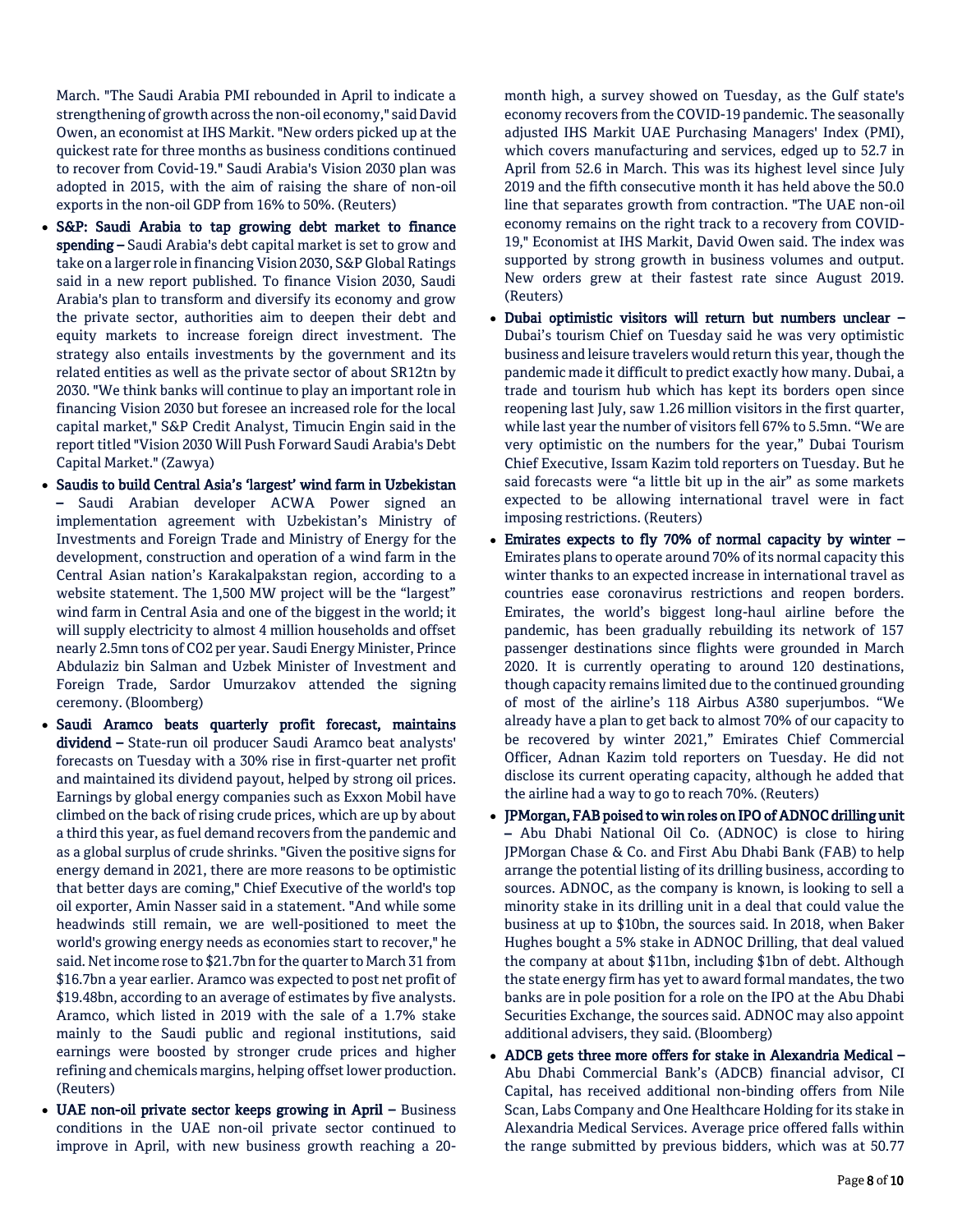March. "The Saudi Arabia PMI rebounded in April to indicate a strengthening of growth across the non-oil economy," said David Owen, an economist at IHS Markit. "New orders picked up at the quickest rate for three months as business conditions continued to recover from Covid-19." Saudi Arabia's Vision 2030 plan was adopted in 2015, with the aim of raising the share of non-oil exports in the non-oil GDP from 16% to 50%. (Reuters)

- **S&P: Saudi Arabia to tap growing debt market to finance spending –** Saudi Arabia's debt capital market is set to grow and take on a larger role in financing Vision 2030, S&P Global Ratings said in a new report published. To finance Vision 2030, Saudi Arabia's plan to transform and diversify its economy and grow the private sector, authorities aim to deepen their debt and equity markets to increase foreign direct investment. The strategy also entails investments by the government and its related entities as well as the private sector of about SR12tn by 2030. "We think banks will continue to play an important role in financing Vision 2030 but foresee an increased role for the local capital market," S&P Credit Analyst, Timucin Engin said in the report titled "Vision 2030 Will Push Forward Saudi Arabia's Debt Capital Market." (Zawya)
- **Saudis to build Central Asia's 'largest' wind farm in Uzbekistan –** Saudi Arabian developer ACWA Power signed an implementation agreement with Uzbekistan's Ministry of Investments and Foreign Trade and Ministry of Energy for the development, construction and operation of a wind farm in the Central Asian nation's Karakalpakstan region, according to a website statement. The 1,500 MW project will be the "largest" wind farm in Central Asia and one of the biggest in the world; it will supply electricity to almost 4 million households and offset nearly 2.5mn tons of $CO_2$ per year. Saudi Energy Minister, Prince Abdulaziz bin Salman and Uzbek Minister of Investment and Foreign Trade, Sardor Umurzakov attended the signing ceremony. (Bloomberg)
- **Saudi Aramco beats quarterly profit forecast, maintains dividend –** State-run oil producer Saudi Aramco beat analysts' forecasts on Tuesday with a 30% rise in first-quarter net profit and maintained its dividend payout, helped by strong oil prices. Earnings by global energy companies such as Exxon Mobil have climbed on the back of rising crude prices, which are up by about a third this year, as fuel demand recovers from the pandemic and as a global surplus of crude shrinks. "Given the positive signs for energy demand in 2021, there are more reasons to be optimistic that better days are coming," Chief Executive of the world's top oil exporter, Amin Nasser said in a statement. "And while some headwinds still remain, we are well-positioned to meet the world's growing energy needs as economies start to recover," he said. Net income rose to \$21.7bn for the quarter to March 31 from \$16.7bn a year earlier. Aramco was expected to post net profit of \$19.48bn, according to an average of estimates by five analysts. Aramco, which listed in 2019 with the sale of a 1.7% stake mainly to the Saudi public and regional institutions, said earnings were boosted by stronger crude prices and higher refining and chemicals margins, helping offset lower production. (Reuters)
- **UAE non-oil private sector keeps growing in April –** Business conditions in the UAE non-oil private sector continued to improve in April, with new business growth reaching a 20-month high, a survey showed on Tuesday, as the Gulf state's economy recovers from the COVID-19 pandemic. The seasonally adjusted IHS Markit UAE Purchasing Managers' Index (PMI), which covers manufacturing and services, edged up to 52.7 in April from 52.6 in March. This was its highest level since July 2019 and the fifth consecutive month it has held above the 50.0 line that separates growth from contraction. "The UAE non-oil economy remains on the right track to a recovery from COVID-19," Economist at IHS Markit, David Owen said. The index was supported by strong growth in business volumes and output. New orders grew at their fastest rate since August 2019. (Reuters)
- **Dubai optimistic visitors will return but numbers unclear –** Dubai's tourism Chief on Tuesday said he was very optimistic business and leisure travelers would return this year, though the pandemic made it difficult to predict exactly how many. Dubai, a trade and tourism hub which has kept its borders open since reopening last July, saw 1.26 million visitors in the first quarter, while last year the number of visitors fell 67% to 5.5mn. "We are very optimistic on the numbers for the year," Dubai Tourism Chief Executive, Issam Kazim told reporters on Tuesday. But he said forecasts were "a little bit up in the air" as some markets expected to be allowing international travel were in fact imposing restrictions. (Reuters)
- **Emirates expects to fly 70% of normal capacity by winter –** Emirates plans to operate around 70% of its normal capacity this winter thanks to an expected increase in international travel as countries ease coronavirus restrictions and reopen borders. Emirates, the world's biggest long-haul airline before the pandemic, has been gradually rebuilding its network of 157 passenger destinations since flights were grounded in March 2020. It is currently operating to around 120 destinations, though capacity remains limited due to the continued grounding of most of the airline's 118 Airbus A380 superjumbos. "We already have a plan to get back to almost 70% of our capacity to be recovered by winter 2021," Emirates Chief Commercial Officer, Adnan Kazim told reporters on Tuesday. He did not disclose its current operating capacity, although he added that the airline had a way to go to reach 70%. (Reuters)
- **JPMorgan, FAB poised to win roles on IPO of ADNOC drilling unit –** Abu Dhabi National Oil Co. (ADNOC) is close to hiring JPMorgan Chase & Co. and First Abu Dhabi Bank (FAB) to help arrange the potential listing of its drilling business, according to sources. ADNOC, as the company is known, is looking to sell a minority stake in its drilling unit in a deal that could value the business at up to \$10bn, the sources said. In 2018, when Baker Hughes bought a 5% stake in ADNOC Drilling, that deal valued the company at about \$11bn, including \$1bn of debt. Although the state energy firm has yet to award formal mandates, the two banks are in pole position for a role on the IPO at the Abu Dhabi Securities Exchange, the sources said. ADNOC may also appoint additional advisers, they said. (Bloomberg)
- **ADCB gets three more offers for stake in Alexandria Medical –** Abu Dhabi Commercial Bank's (ADCB) financial advisor, CI Capital, has received additional non-binding offers from Nile Scan, Labs Company and One Healthcare Holding for its stake in Alexandria Medical Services. Average price offered falls within the range submitted by previous bidders, which was at 50.77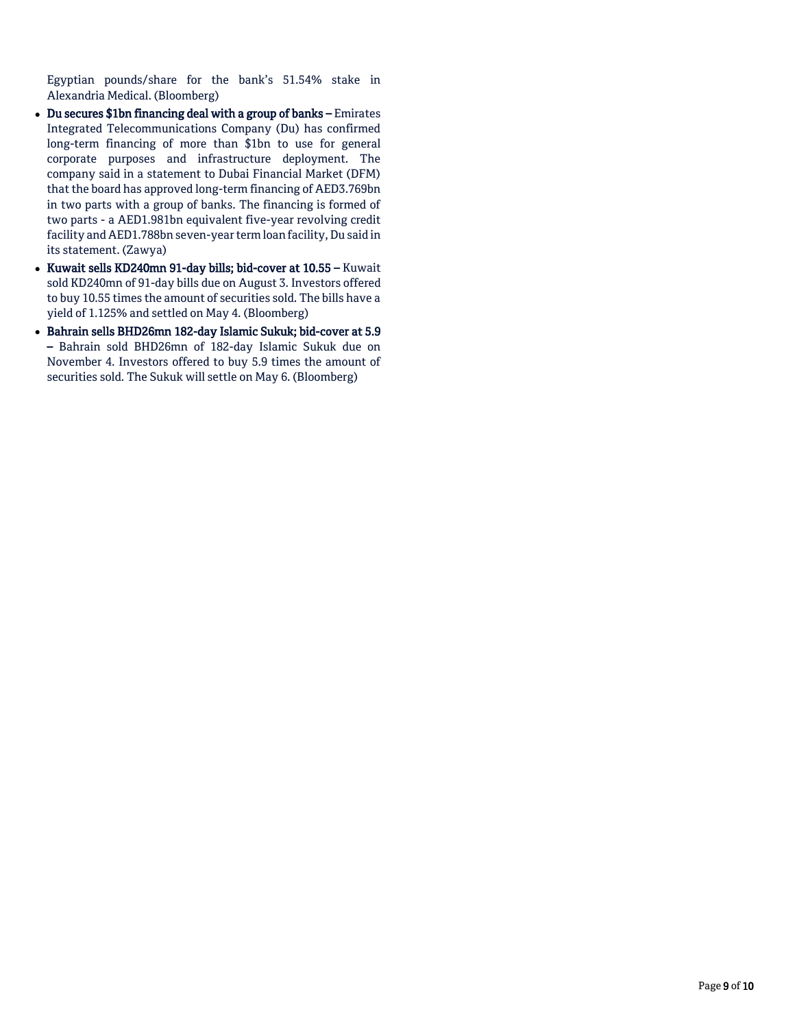Egyptian pounds/share for the bank's 51.54% stake in Alexandria Medical. (Bloomberg)

- **Du secures $1bn financing deal with a group of banks –** Emirates Integrated Telecommunications Company (Du) has confirmed long-term financing of more than $1bn to use for general corporate purposes and infrastructure deployment. The company said in a statement to Dubai Financial Market (DFM) that the board has approved long-term financing of AED3.769bn in two parts with a group of banks. The financing is formed of two parts - a AED1.981bn equivalent five-year revolving credit facility and AED1.788bn seven-year term loan facility, Du said in its statement. (Zawya)
- **Kuwait sells KD240mn 91-day bills; bid-cover at 10.55 –** Kuwait sold KD240mn of 91-day bills due on August 3. Investors offered to buy 10.55 times the amount of securities sold. The bills have a yield of 1.125% and settled on May 4. (Bloomberg)
- **Bahrain sells BHD26mn 182-day Islamic Sukuk; bid-cover at 5.9 –** Bahrain sold BHD26mn of 182-day Islamic Sukuk due on November 4. Investors offered to buy 5.9 times the amount of securities sold. The Sukuk will settle on May 6. (Bloomberg)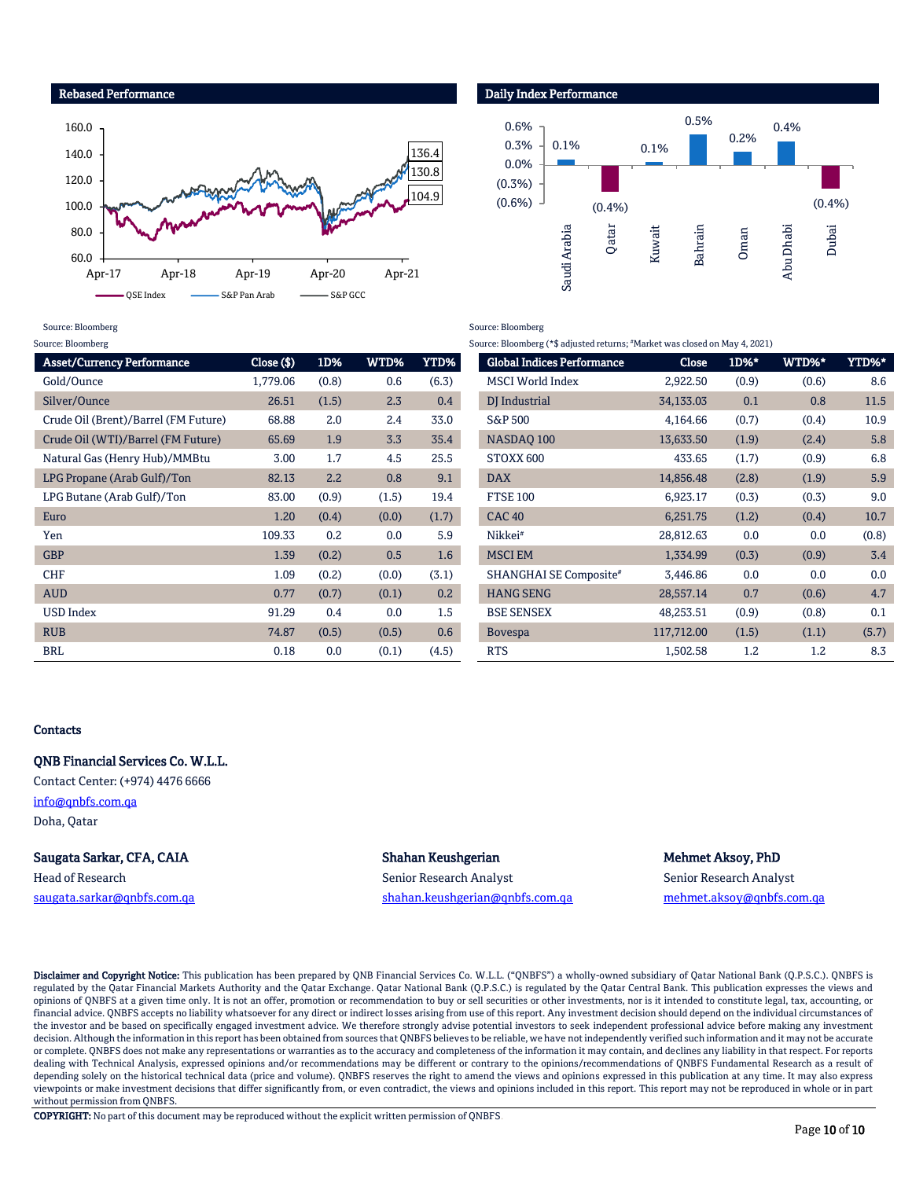**Rebased Performance**

160.0
140.0
120.0
100.0
80.0
60.0

Apr-17 Apr-18 Apr-19 Apr-20 Apr-21

136.4
130.8
104.9

QSE Index S&P Pan Arab S&P GCC

Source: Bloomberg

**Daily Index Performance**

0.6%
0.3%
0.0%
(0.3%)
(0.6%)

0.1% (0.4%) 0.1% 0.5% 0.2% 0.4% (0.4%)

Saudi Arabia Qatar Kuwait Bahrain Oman Abu Dhabi Dubai

Source: Bloomberg

Source: Bloomberg

| Asset/Currency Performance | Close ($) | 1D% | WTD% | YTD% |
|---|---|---|---|---|
| Gold/Ounce | 1,779.06 | (0.8) | 0.6 | (6.3) |
| Silver/Ounce | 26.51 | (1.5) | 2.3 | 0.4 |
| Crude Oil (Brent)/Barrel (FM Future) | 68.88 | 2.0 | 2.4 | 33.0 |
| Crude Oil (WTI)/Barrel (FM Future) | 65.69 | 1.9 | 3.3 | 35.4 |
| Natural Gas (Henry Hub)/MMBtu | 3.00 | 1.7 | 4.5 | 25.5 |
| LPG Propane (Arab Gulf)/Ton | 82.13 | 2.2 | 0.8 | 9.1 |
| LPG Butane (Arab Gulf)/Ton | 83.00 | (0.9) | (1.5) | 19.4 |
| Euro | 1.20 | (0.4) | (0.0) | (1.7) |
| Yen | 109.33 | 0.2 | 0.0 | 5.9 |
| GBP | 1.39 | (0.2) | 0.5 | 1.6 |
| CHF | 1.09 | (0.2) | (0.0) | (3.1) |
| AUD | 0.77 | (0.7) | (0.1) | 0.2 |
| USD Index | 91.29 | 0.4 | 0.0 | 1.5 |
| RUB | 74.87 | (0.5) | (0.5) | 0.6 |
| BRL | 0.18 | 0.0 | (0.1) | (4.5) |

Source: Bloomberg (*$ adjusted returns; #Market was closed on May 4, 2021)

| Global Indices Performance | Close | 1D%* | WTD%* | YTD%* |
|---|---|---|---|---|
| MSCI World Index | 2,922.50 | (0.9) | (0.6) | 8.6 |
| DJ Industrial | 34,133.03 | 0.1 | 0.8 | 11.5 |
| S&P 500 | 4,164.66 | (0.7) | (0.4) | 10.9 |
| NASDAQ 100 | 13,633.50 | (1.9) | (2.4) | 5.8 |
| STOXX 600 | 433.65 | (1.7) | (0.9) | 6.8 |
| DAX | 14,856.48 | (2.8) | (1.9) | 5.9 |
| FTSE 100 | 6,923.17 | (0.3) | (0.3) | 9.0 |
| CAC 40 | 6,251.75 | (1.2) | (0.4) | 10.7 |
| Nikkei# | 28,812.63 | 0.0 | 0.0 | (0.8) |
| MSCI EM | 1,334.99 | (0.3) | (0.9) | 3.4 |
| SHANGHAI SE Composite# | 3,446.86 | 0.0 | 0.0 | 0.0 |
| HANG SENG | 28,557.14 | 0.7 | (0.6) | 4.7 |
| BSE SENSEX | 48,253.51 | (0.9) | (0.8) | 0.1 |
| Bovespa | 117,712.00 | (1.5) | (1.1) | (5.7) |
| RTS | 1,502.58 | 1.2 | 1.2 | 8.3 |

**Contacts**

**QNB Financial Services Co. W.L.L.**
Contact Center: (+974) 4476 6666
info@qnbfs.com.qa
Doha, Qatar

**Saugata Sarkar, CFA, CAIA**
Head of Research
saugata.sarkar@qnbfs.com.qa

**Shahan Keushgerian**
Senior Research Analyst
shahan.keushgerian@qnbfs.com.qa

**Mehmet Aksoy, PhD**
Senior Research Analyst
mehmet.aksoy@qnbfs.com.qa

**Disclaimer and Copyright Notice:** This publication has been prepared by QNB Financial Services Co. W.L.L. ("QNBFS") a wholly-owned subsidiary of Qatar National Bank (Q.P.S.C.). QNBFS is regulated by the Qatar Financial Markets Authority and the Qatar Exchange. Qatar National Bank (Q.P.S.C.) is regulated by the Qatar Central Bank. This publication expresses the views and opinions of QNBFS at a given time only. It is not an offer, promotion or recommendation to buy or sell securities or other investments, nor is it intended to constitute legal, tax, accounting, or financial advice. QNBFS accepts no liability whatsoever for any direct or indirect losses arising from use of this report. Any investment decision should depend on the individual circumstances of the investor and be based on specifically engaged investment advice. We therefore strongly advise potential investors to seek independent professional advice before making any investment decision. Although the information in this report has been obtained from sources that QNBFS believes to be reliable, we have not independently verified such information and it may not be accurate or complete. QNBFS does not make any representations or warranties as to the accuracy and completeness of the information it may contain, and declines any liability in that respect. For reports dealing with Technical Analysis, expressed opinions and/or recommendations may be different or contrary to the opinions/recommendations of QNBFS Fundamental Research as a result of depending solely on the historical technical data (price and volume). QNBFS reserves the right to amend the views and opinions expressed in this publication at any time. It may also express viewpoints or make investment decisions that differ significantly from, or even contradict, the views and opinions included in this report. This report may not be reproduced in whole or in part without permission from QNBFS.

**COPYRIGHT:** No part of this document may be reproduced without the explicit written permission of QNBFS